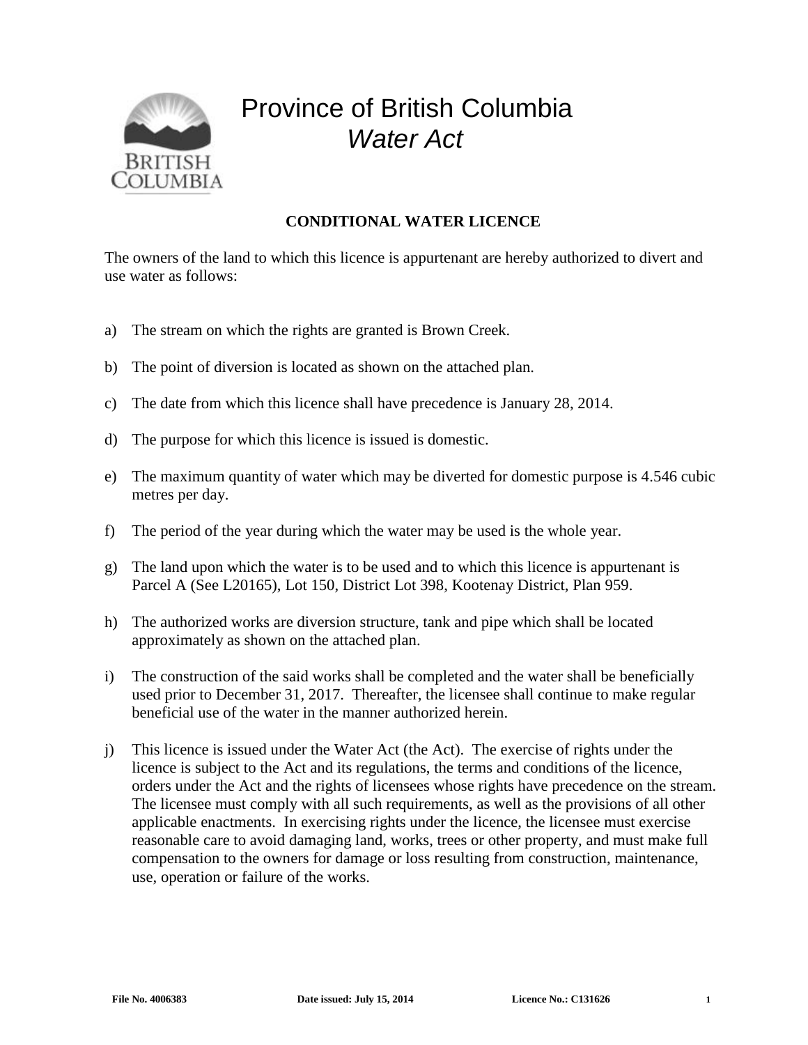# Province of British Columbia
## *Water Act*

**CONDITIONAL WATER LICENCE**

The owners of the land to which this licence is appurtenant are hereby authorized to divert and use water as follows:

a) The stream on which the rights are granted is Brown Creek.

b) The point of diversion is located as shown on the attached plan.

c) The date from which this licence shall have precedence is January 28, 2014.

d) The purpose for which this licence is issued is domestic.

e) The maximum quantity of water which may be diverted for domestic purpose is 4.546 cubic metres per day.

f) The period of the year during which the water may be used is the whole year.

g) The land upon which the water is to be used and to which this licence is appurtenant is Parcel A (See L20165), Lot 150, District Lot 398, Kootenay District, Plan 959.

h) The authorized works are diversion structure, tank and pipe which shall be located approximately as shown on the attached plan.

i) The construction of the said works shall be completed and the water shall be beneficially used prior to December 31, 2017. Thereafter, the licensee shall continue to make regular beneficial use of the water in the manner authorized herein.

j) This licence is issued under the Water Act (the Act). The exercise of rights under the licence is subject to the Act and its regulations, the terms and conditions of the licence, orders under the Act and the rights of licensees whose rights have precedence on the stream. The licensee must comply with all such requirements, as well as the provisions of all other applicable enactments. In exercising rights under the licence, the licensee must exercise reasonable care to avoid damaging land, works, trees or other property, and must make full compensation to the owners for damage or loss resulting from construction, maintenance, use, operation or failure of the works.

**File No. 4006383** **Date issued: July 15, 2014** **Licence No.: C131626**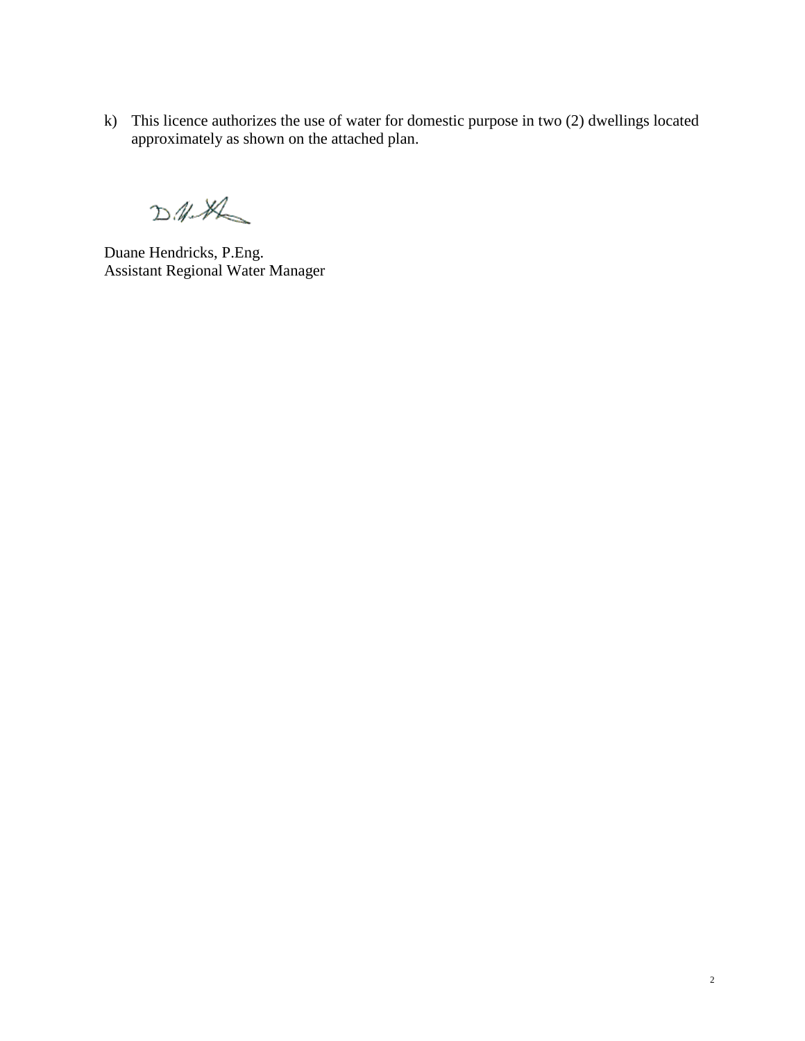k) This licence authorizes the use of water for domestic purpose in two (2) dwellings located approximately as shown on the attached plan.

Duane Hendricks, P.Eng.
Assistant Regional Water Manager